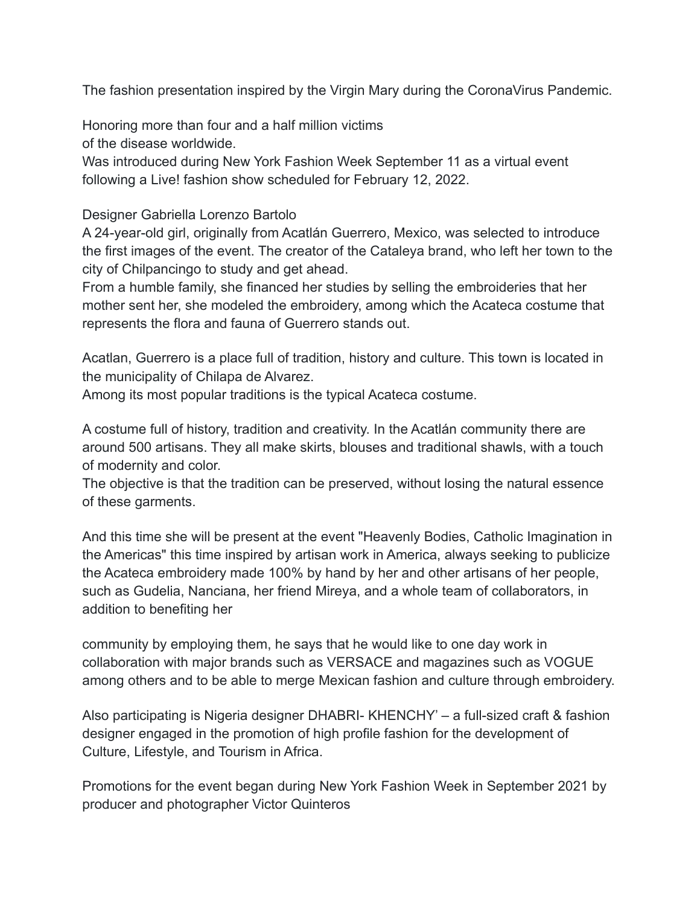The fashion presentation inspired by the Virgin Mary during the CoronaVirus Pandemic.

Honoring more than four and a half million victims
of the disease worldwide.
Was introduced during New York Fashion Week September 11 as a virtual event following a Live! fashion show scheduled for February 12, 2022.

Designer Gabriella Lorenzo Bartolo
A 24-year-old girl, originally from Acatlán Guerrero, Mexico, was selected to introduce the first images of the event. The creator of the Cataleya brand, who left her town to the city of Chilpancingo to study and get ahead.
From a humble family, she financed her studies by selling the embroideries that her mother sent her, she modeled the embroidery, among which the Acateca costume that represents the flora and fauna of Guerrero stands out.

Acatlan, Guerrero is a place full of tradition, history and culture. This town is located in the municipality of Chilapa de Alvarez.
Among its most popular traditions is the typical Acateca costume.

A costume full of history, tradition and creativity. In the Acatlán community there are around 500 artisans. They all make skirts, blouses and traditional shawls, with a touch of modernity and color.
The objective is that the tradition can be preserved, without losing the natural essence of these garments.

And this time she will be present at the event "Heavenly Bodies, Catholic Imagination in the Americas" this time inspired by artisan work in America, always seeking to publicize the Acateca embroidery made 100% by hand by her and other artisans of her people, such as Gudelia, Nanciana, her friend Mireya, and a whole team of collaborators, in addition to benefiting her

community by employing them, he says that he would like to one day work in collaboration with major brands such as VERSACE and magazines such as VOGUE among others and to be able to merge Mexican fashion and culture through embroidery.

Also participating is Nigeria designer DHABRI- KHENCHY' – a full-sized craft & fashion designer engaged in the promotion of high profile fashion for the development of Culture, Lifestyle, and Tourism in Africa.

Promotions for the event began during New York Fashion Week in September 2021 by producer and photographer Victor Quinteros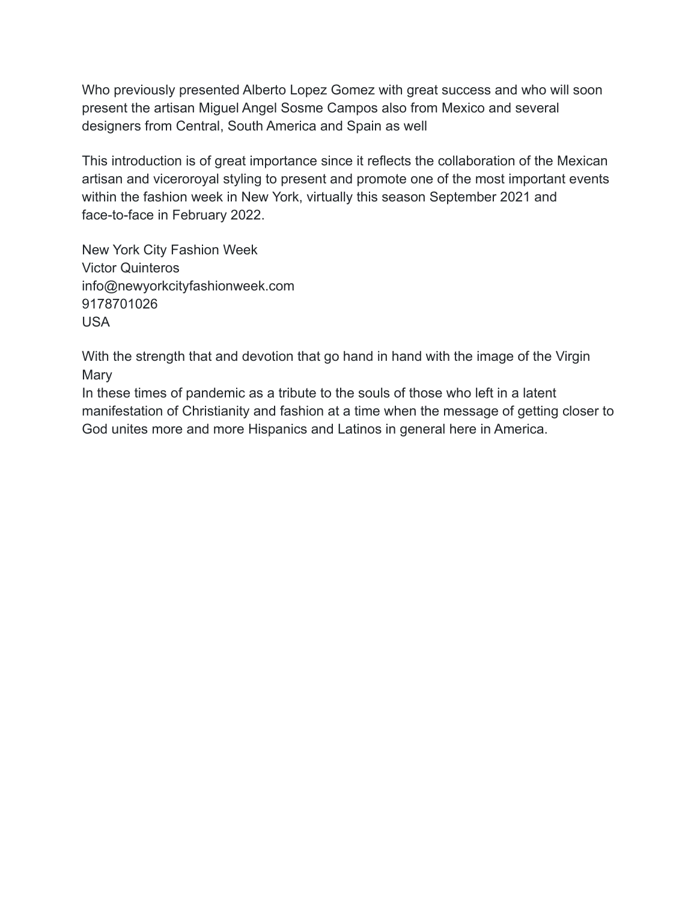Who previously presented Alberto Lopez Gomez with great success and who will soon present the artisan Miguel Angel Sosme Campos also from Mexico and several designers from Central, South America and Spain as well

This introduction is of great importance since it reflects the collaboration of the Mexican artisan and viceroroyal styling to present and promote one of the most important events within the fashion week in New York, virtually this season September 2021 and face-to-face in February 2022.

New York City Fashion Week  
Victor Quinteros  
info@newyorkcityfashionweek.com  
9178701026  
USA

With the strength that and devotion that go hand in hand with the image of the Virgin Mary  
In these times of pandemic as a tribute to the souls of those who left in a latent manifestation of Christianity and fashion at a time when the message of getting closer to God unites more and more Hispanics and Latinos in general here in America.